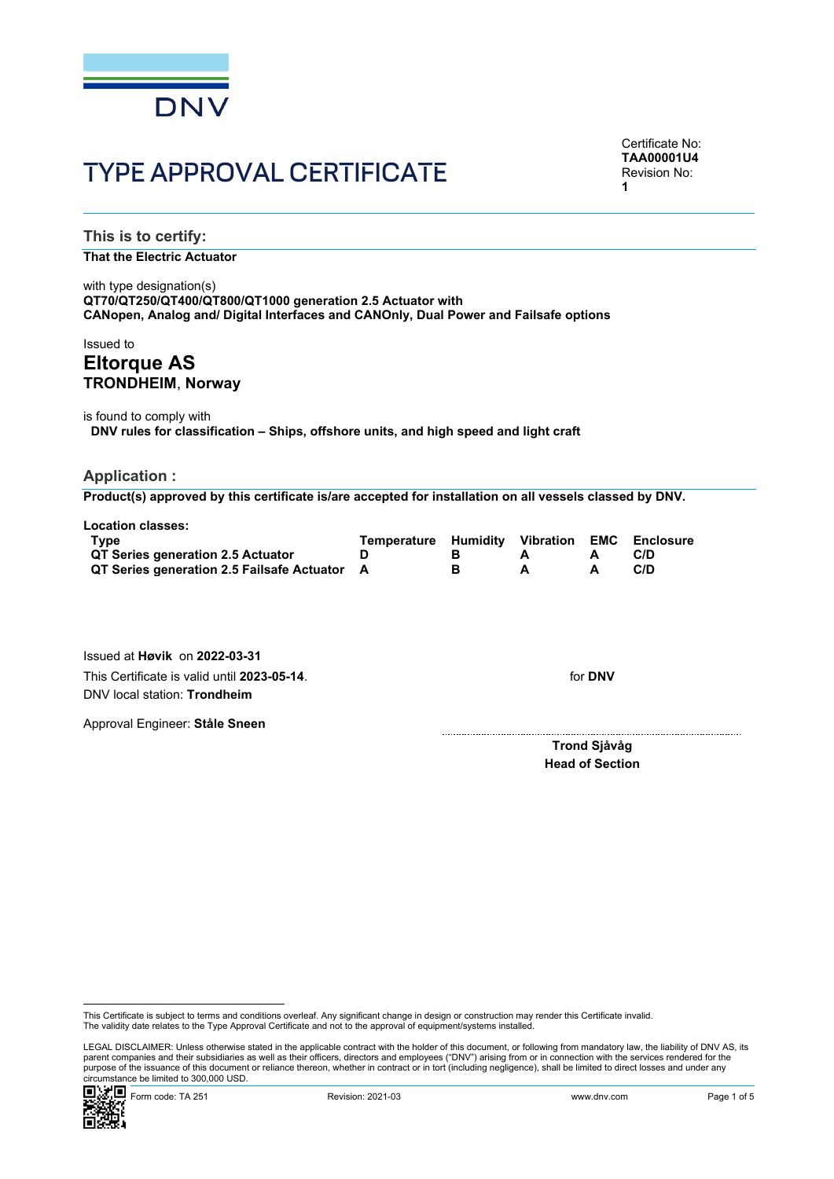# TYPE APPROVAL CERTIFICATE

Certificate No:
**TAA00001U4**
Revision No:
**1**

## This is to certify:

**That the Electric Actuator**

with type designation(s)
**QT70/QT250/QT400/QT800/QT1000 generation 2.5 Actuator with**
**CANopen, Analog and/ Digital Interfaces and CANOnly, Dual Power and Failsafe options**

Issued to
## Eltorque AS
**TRONDHEIM**, **Norway**

is found to comply with
**DNV rules for classification – Ships, offshore units, and high speed and light craft**

## Application :

**Product(s) approved by this certificate is/are accepted for installation on all vessels classed by DNV.**

**Location classes:**

| Type | Temperature | Humidity | Vibration | EMC | Enclosure |
|---|---|---|---|---|---|
| QT Series generation 2.5 Actuator | D | B | A | A | C/D |
| QT Series generation 2.5 Failsafe Actuator | A | B | A | A | C/D |

Issued at **Høvik** on **2022-03-31**
This Certificate is valid until **2023-05-14**.
DNV local station: **Trondheim**

Approval Engineer: **Ståle Sneen**

for **DNV**

**Trond Sjåvåg**
**Head of Section**

This Certificate is subject to terms and conditions overleaf. Any significant change in design or construction may render this Certificate invalid.
The validity date relates to the Type Approval Certificate and not to the approval of equipment/systems installed.

LEGAL DISCLAIMER: Unless otherwise stated in the applicable contract with the holder of this document, or following from mandatory law, the liability of DNV AS, its parent companies and their subsidiaries as well as their officers, directors and employees ("DNV") arising from or in connection with the services rendered for the purpose of the issuance of this document or reliance thereon, whether in contract or in tort (including negligence), shall be limited to direct losses and under any circumstance be limited to 300,000 USD.

Form code: TA 251 Revision: 2021-03 www.dnv.com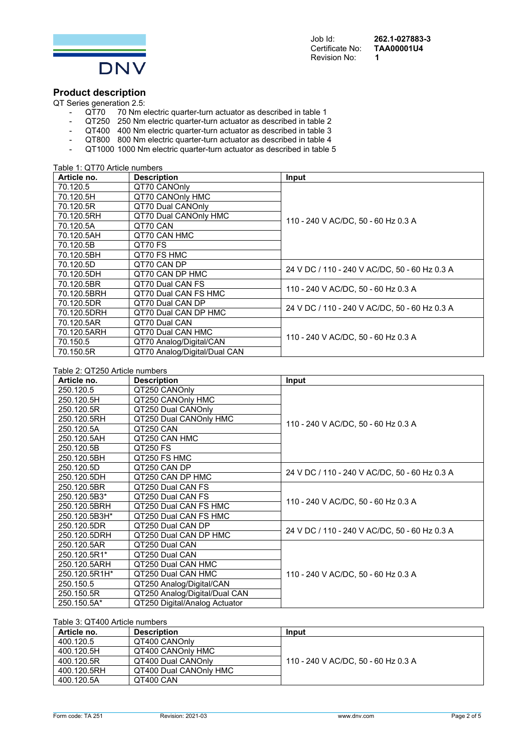## Product description

QT Series generation 2.5:

- QT70 70 Nm electric quarter-turn actuator as described in table 1
- QT250 250 Nm electric quarter-turn actuator as described in table 2
- QT400 400 Nm electric quarter-turn actuator as described in table 3
- QT800 800 Nm electric quarter-turn actuator as described in table 4
- QT1000 1000 Nm electric quarter-turn actuator as described in table 5

Table 1: QT70 Article numbers

| Article no. | Description | Input |
|---|---|---|
| 70.120.5 | QT70 CANOnly | 110 - 240 V AC/DC, 50 - 60 Hz 0.3 A |
| 70.120.5H | QT70 CANOnly HMC | |
| 70.120.5R | QT70 Dual CANOnly | |
| 70.120.5RH | QT70 Dual CANOnly HMC | |
| 70.120.5A | QT70 CAN | |
| 70.120.5AH | QT70 CAN HMC | |
| 70.120.5B | QT70 FS | |
| 70.120.5BH | QT70 FS HMC | |
| 70.120.5D | QT70 CAN DP | 24 V DC / 110 - 240 V AC/DC, 50 - 60 Hz 0.3 A |
| 70.120.5DH | QT70 CAN DP HMC | |
| 70.120.5BR | QT70 Dual CAN FS | 110 - 240 V AC/DC, 50 - 60 Hz 0.3 A |
| 70.120.5BRH | QT70 Dual CAN FS HMC | |
| 70.120.5DR | QT70 Dual CAN DP | 24 V DC / 110 - 240 V AC/DC, 50 - 60 Hz 0.3 A |
| 70.120.5DRH | QT70 Dual CAN DP HMC | |
| 70.120.5AR | QT70 Dual CAN | 110 - 240 V AC/DC, 50 - 60 Hz 0.3 A |
| 70.120.5ARH | QT70 Dual CAN HMC | |
| 70.150.5 | QT70 Analog/Digital/CAN | |
| 70.150.5R | QT70 Analog/Digital/Dual CAN | |

Table 2: QT250 Article numbers

| Article no. | Description | Input |
|---|---|---|
| 250.120.5 | QT250 CANOnly | 110 - 240 V AC/DC, 50 - 60 Hz 0.3 A |
| 250.120.5H | QT250 CANOnly HMC | |
| 250.120.5R | QT250 Dual CANOnly | |
| 250.120.5RH | QT250 Dual CANOnly HMC | |
| 250.120.5A | QT250 CAN | |
| 250.120.5AH | QT250 CAN HMC | |
| 250.120.5B | QT250 FS | |
| 250.120.5BH | QT250 FS HMC | |
| 250.120.5D | QT250 CAN DP | 24 V DC / 110 - 240 V AC/DC, 50 - 60 Hz 0.3 A |
| 250.120.5DH | QT250 CAN DP HMC | |
| 250.120.5BR | QT250 Dual CAN FS | 110 - 240 V AC/DC, 50 - 60 Hz 0.3 A |
| 250.120.5B3* | QT250 Dual CAN FS | |
| 250.120.5BRH | QT250 Dual CAN FS HMC | |
| 250.120.5B3H* | QT250 Dual CAN FS HMC | |
| 250.120.5DR | QT250 Dual CAN DP | 24 V DC / 110 - 240 V AC/DC, 50 - 60 Hz 0.3 A |
| 250.120.5DRH | QT250 Dual CAN DP HMC | |
| 250.120.5AR | QT250 Dual CAN | 110 - 240 V AC/DC, 50 - 60 Hz 0.3 A |
| 250.120.5R1* | QT250 Dual CAN | |
| 250.120.5ARH | QT250 Dual CAN HMC | |
| 250.120.5R1H* | QT250 Dual CAN HMC | |
| 250.150.5 | QT250 Analog/Digital/CAN | |
| 250.150.5R | QT250 Analog/Digital/Dual CAN | |
| 250.150.5A* | QT250 Digital/Analog Actuator | |

Table 3: QT400 Article numbers

| Article no. | Description | Input |
|---|---|---|
| 400.120.5 | QT400 CANOnly | 110 - 240 V AC/DC, 50 - 60 Hz 0.3 A |
| 400.120.5H | QT400 CANOnly HMC | |
| 400.120.5R | QT400 Dual CANOnly | |
| 400.120.5RH | QT400 Dual CANOnly HMC | |
| 400.120.5A | QT400 CAN | |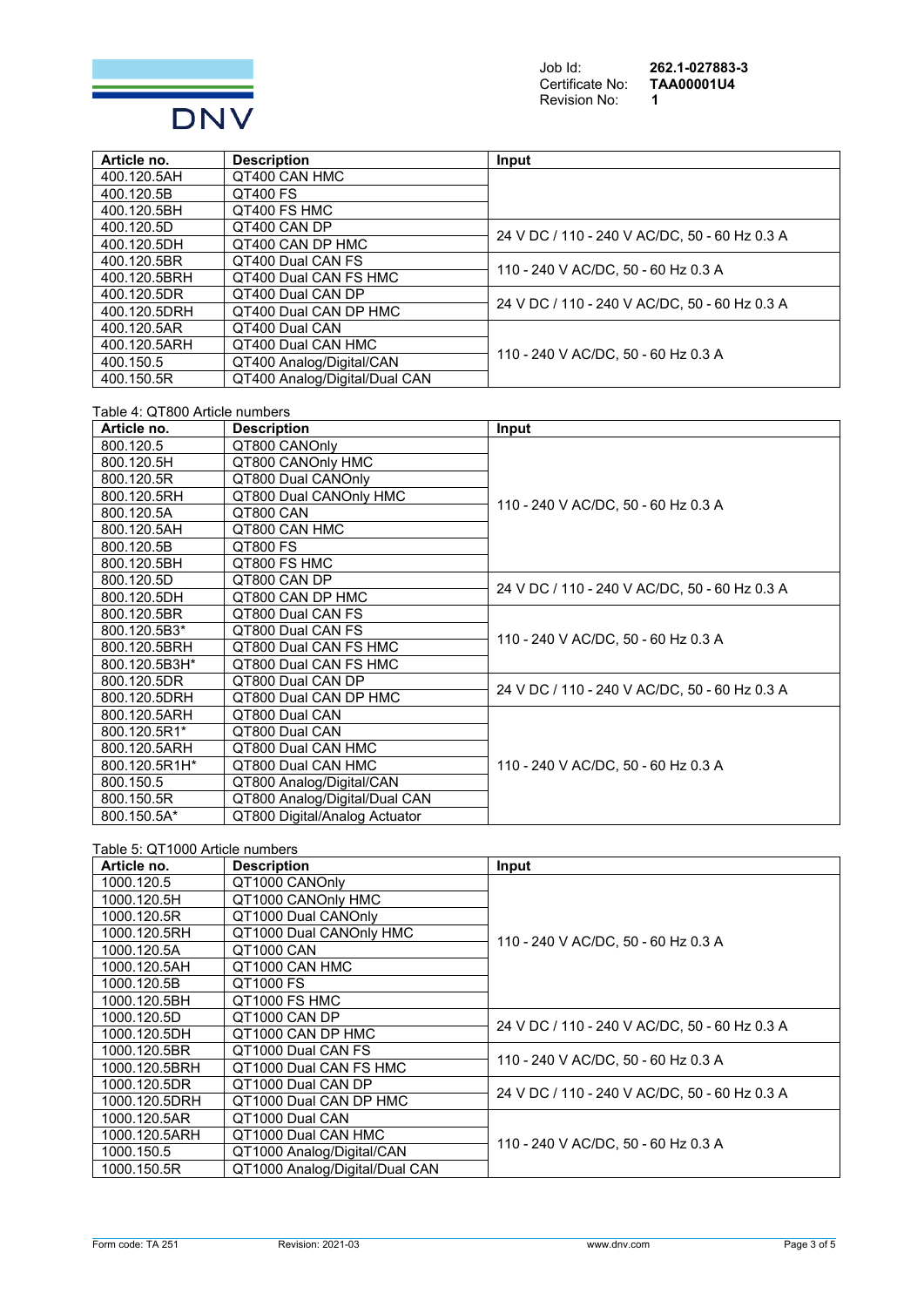| Article no. | Description | Input |
|---|---|---|
| 400.120.5AH | QT400 CAN HMC | |
| 400.120.5B | QT400 FS | |
| 400.120.5BH | QT400 FS HMC | |
| 400.120.5D | QT400 CAN DP | 24 V DC / 110 - 240 V AC/DC, 50 - 60 Hz 0.3 A |
| 400.120.5DH | QT400 CAN DP HMC | |
| 400.120.5BR | QT400 Dual CAN FS | 110 - 240 V AC/DC, 50 - 60 Hz 0.3 A |
| 400.120.5BRH | QT400 Dual CAN FS HMC | |
| 400.120.5DR | QT400 Dual CAN DP | 24 V DC / 110 - 240 V AC/DC, 50 - 60 Hz 0.3 A |
| 400.120.5DRH | QT400 Dual CAN DP HMC | |
| 400.120.5AR | QT400 Dual CAN | 110 - 240 V AC/DC, 50 - 60 Hz 0.3 A |
| 400.120.5ARH | QT400 Dual CAN HMC | |
| 400.150.5 | QT400 Analog/Digital/CAN | |
| 400.150.5R | QT400 Analog/Digital/Dual CAN | |

Table 4: QT800 Article numbers

| Article no. | Description | Input |
|---|---|---|
| 800.120.5 | QT800 CANOnly | 110 - 240 V AC/DC, 50 - 60 Hz 0.3 A |
| 800.120.5H | QT800 CANOnly HMC | |
| 800.120.5R | QT800 Dual CANOnly | |
| 800.120.5RH | QT800 Dual CANOnly HMC | |
| 800.120.5A | QT800 CAN | |
| 800.120.5AH | QT800 CAN HMC | |
| 800.120.5B | QT800 FS | |
| 800.120.5BH | QT800 FS HMC | |
| 800.120.5D | QT800 CAN DP | 24 V DC / 110 - 240 V AC/DC, 50 - 60 Hz 0.3 A |
| 800.120.5DH | QT800 CAN DP HMC | |
| 800.120.5BR | QT800 Dual CAN FS | 110 - 240 V AC/DC, 50 - 60 Hz 0.3 A |
| 800.120.5B3* | QT800 Dual CAN FS | |
| 800.120.5BRH | QT800 Dual CAN FS HMC | |
| 800.120.5B3H* | QT800 Dual CAN FS HMC | |
| 800.120.5DR | QT800 Dual CAN DP | 24 V DC / 110 - 240 V AC/DC, 50 - 60 Hz 0.3 A |
| 800.120.5DRH | QT800 Dual CAN DP HMC | |
| 800.120.5ARH | QT800 Dual CAN | 110 - 240 V AC/DC, 50 - 60 Hz 0.3 A |
| 800.120.5R1* | QT800 Dual CAN | |
| 800.120.5ARH | QT800 Dual CAN HMC | |
| 800.120.5R1H* | QT800 Dual CAN HMC | |
| 800.150.5 | QT800 Analog/Digital/CAN | |
| 800.150.5R | QT800 Analog/Digital/Dual CAN | |
| 800.150.5A* | QT800 Digital/Analog Actuator | |

Table 5: QT1000 Article numbers

| Article no. | Description | Input |
|---|---|---|
| 1000.120.5 | QT1000 CANOnly | 110 - 240 V AC/DC, 50 - 60 Hz 0.3 A |
| 1000.120.5H | QT1000 CANOnly HMC | |
| 1000.120.5R | QT1000 Dual CANOnly | |
| 1000.120.5RH | QT1000 Dual CANOnly HMC | |
| 1000.120.5A | QT1000 CAN | |
| 1000.120.5AH | QT1000 CAN HMC | |
| 1000.120.5B | QT1000 FS | |
| 1000.120.5BH | QT1000 FS HMC | |
| 1000.120.5D | QT1000 CAN DP | 24 V DC / 110 - 240 V AC/DC, 50 - 60 Hz 0.3 A |
| 1000.120.5DH | QT1000 CAN DP HMC | |
| 1000.120.5BR | QT1000 Dual CAN FS | 110 - 240 V AC/DC, 50 - 60 Hz 0.3 A |
| 1000.120.5BRH | QT1000 Dual CAN FS HMC | |
| 1000.120.5DR | QT1000 Dual CAN DP | 24 V DC / 110 - 240 V AC/DC, 50 - 60 Hz 0.3 A |
| 1000.120.5DRH | QT1000 Dual CAN DP HMC | |
| 1000.120.5AR | QT1000 Dual CAN | 110 - 240 V AC/DC, 50 - 60 Hz 0.3 A |
| 1000.120.5ARH | QT1000 Dual CAN HMC | |
| 1000.150.5 | QT1000 Analog/Digital/CAN | |
| 1000.150.5R | QT1000 Analog/Digital/Dual CAN | |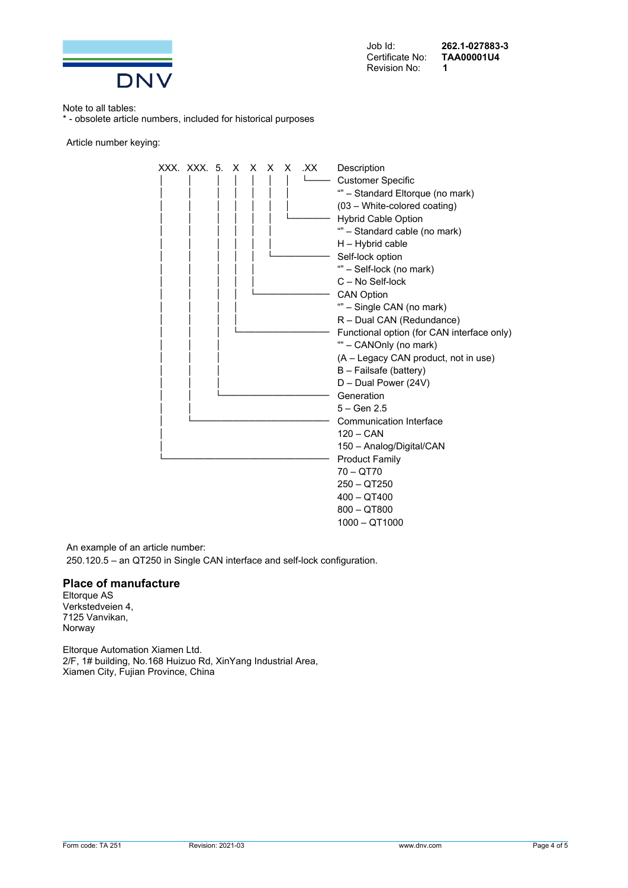Note to all tables:
* - obsolete article numbers, included for historical purposes

Article number keying:

```
XXX. XXX. 5.  X   X   X   X   .XX    Description
 |    |    |   |   |   |   |    └──── Customer Specific
 |    |    |   |   |   |   |          "" – Standard Eltorque (no mark)
 |    |    |   |   |   |   |          (03 – White-colored coating)
 |    |    |   |   |   |   └───────── Hybrid Cable Option
 |    |    |   |   |   |              "" – Standard cable (no mark)
 |    |    |   |   |   |              H – Hybrid cable
 |    |    |   |   |   └───────────── Self-lock option
 |    |    |   |   |                  "" – Self-lock (no mark)
 |    |    |   |   |                  C – No Self-lock
 |    |    |   |   └───────────────── CAN Option
 |    |    |   |                      "" – Single CAN (no mark)
 |    |    |   |                      R – Dual CAN (Redundance)
 |    |    |   └───────────────────── Functional option (for CAN interface only)
 |    |    |                          "" – CANOnly (no mark)
 |    |    |                          (A – Legacy CAN product, not in use)
 |    |    |                          B – Failsafe (battery)
 |    |    |                          D – Dual Power (24V)
 |    |    └───────────────────────── Generation
 |    |                               5 – Gen 2.5
 |    └────────────────────────────── Communication Interface
 |                                    120 – CAN
 |                                    150 – Analog/Digital/CAN
 └─────────────────────────────────── Product Family
                                      70 – QT70
                                      250 – QT250
                                      400 – QT400
                                      800 – QT800
                                      1000 – QT1000
```

An example of an article number:
250.120.5 – an QT250 in Single CAN interface and self-lock configuration.

## Place of manufacture

Eltorque AS
Verkstedveien 4,
7125 Vanvikan,
Norway

Eltorque Automation Xiamen Ltd.
2/F, 1# building, No.168 Huizuo Rd, XinYang Industrial Area,
Xiamen City, Fujian Province, China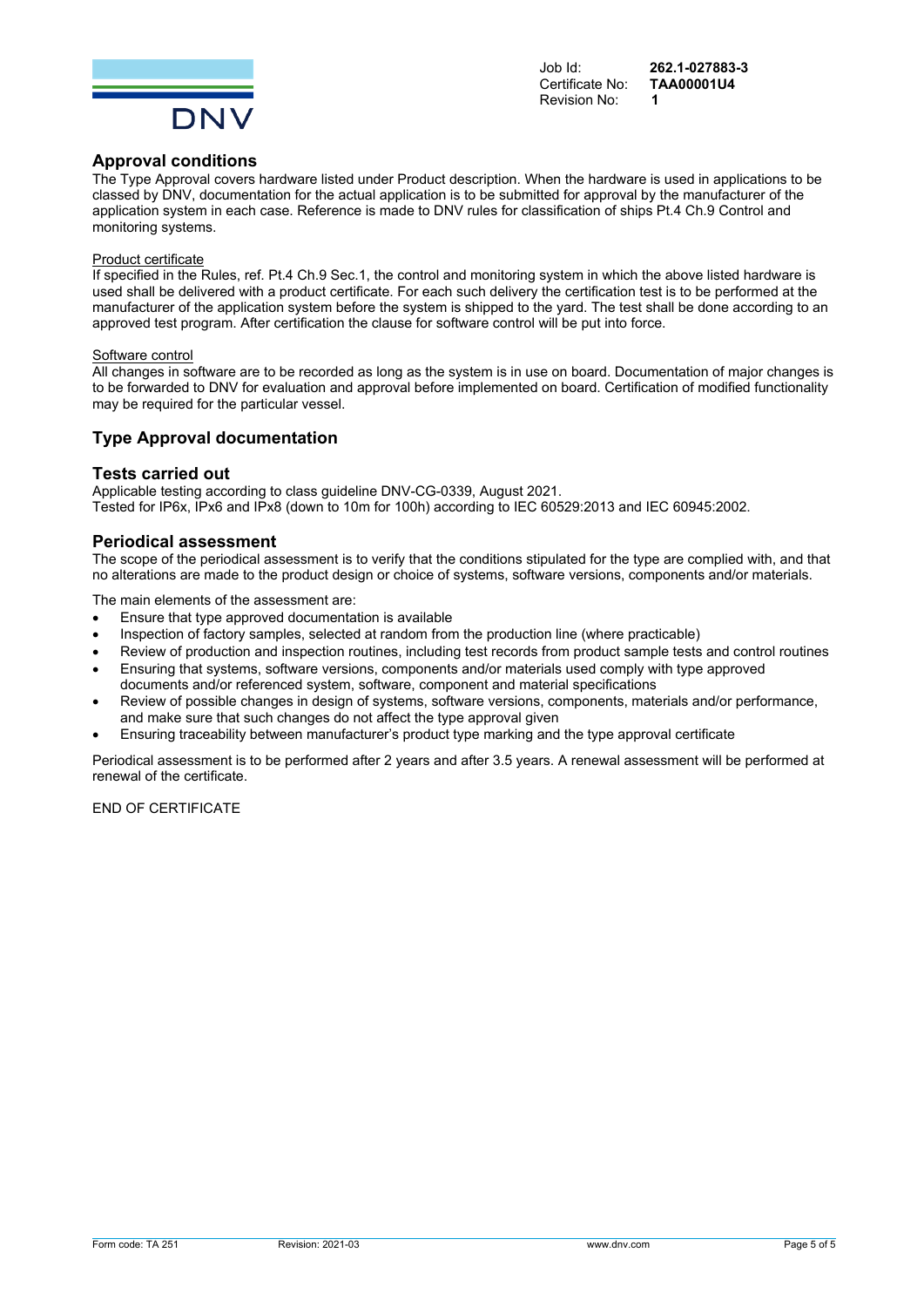Job Id: **262.1-027883-3**
Certificate No: **TAA00001U4**
Revision No: **1**

## Approval conditions

The Type Approval covers hardware listed under Product description. When the hardware is used in applications to be classed by DNV, documentation for the actual application is to be submitted for approval by the manufacturer of the application system in each case. Reference is made to DNV rules for classification of ships Pt.4 Ch.9 Control and monitoring systems.

Product certificate

If specified in the Rules, ref. Pt.4 Ch.9 Sec.1, the control and monitoring system in which the above listed hardware is used shall be delivered with a product certificate. For each such delivery the certification test is to be performed at the manufacturer of the application system before the system is shipped to the yard. The test shall be done according to an approved test program. After certification the clause for software control will be put into force.

Software control

All changes in software are to be recorded as long as the system is in use on board. Documentation of major changes is to be forwarded to DNV for evaluation and approval before implemented on board. Certification of modified functionality may be required for the particular vessel.

## Type Approval documentation

## Tests carried out

Applicable testing according to class guideline DNV-CG-0339, August 2021.
Tested for IP6x, IPx6 and IPx8 (down to 10m for 100h) according to IEC 60529:2013 and IEC 60945:2002.

## Periodical assessment

The scope of the periodical assessment is to verify that the conditions stipulated for the type are complied with, and that no alterations are made to the product design or choice of systems, software versions, components and/or materials.

The main elements of the assessment are:

- Ensure that type approved documentation is available
- Inspection of factory samples, selected at random from the production line (where practicable)
- Review of production and inspection routines, including test records from product sample tests and control routines
- Ensuring that systems, software versions, components and/or materials used comply with type approved documents and/or referenced system, software, component and material specifications
- Review of possible changes in design of systems, software versions, components, materials and/or performance, and make sure that such changes do not affect the type approval given
- Ensuring traceability between manufacturer's product type marking and the type approval certificate

Periodical assessment is to be performed after 2 years and after 3.5 years. A renewal assessment will be performed at renewal of the certificate.

END OF CERTIFICATE